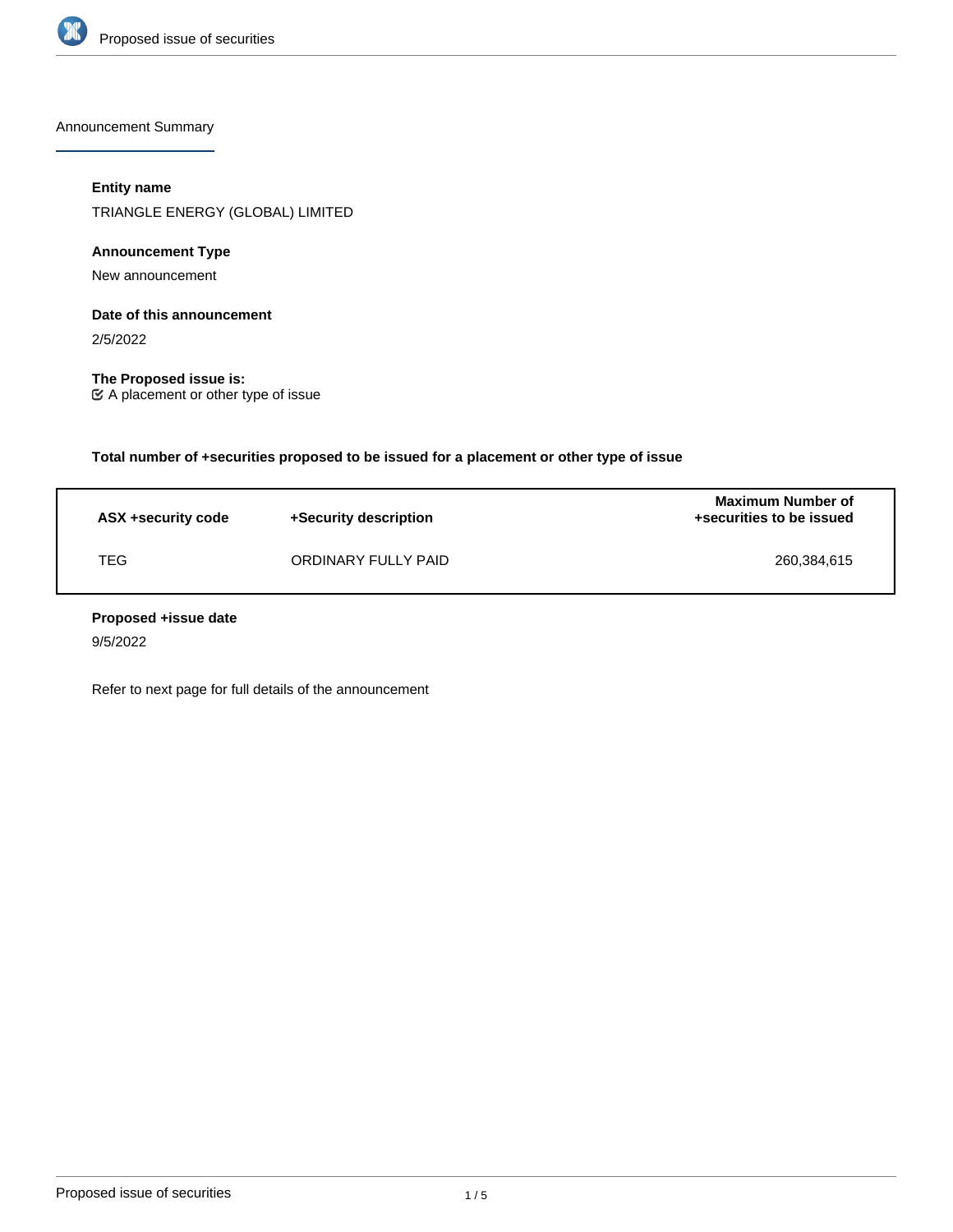Announcement Summary

**Entity name**

TRIANGLE ENERGY (GLOBAL) LIMITED

**Announcement Type**

New announcement

**Date of this announcement**

2/5/2022

**The Proposed issue is:**

☑ A placement or other type of issue

**Total number of +securities proposed to be issued for a placement or other type of issue**

| ASX +security code | +Security description | Maximum Number of +securities to be issued |
|---|---|---|
| TEG | ORDINARY FULLY PAID | 260,384,615 |

**Proposed +issue date**

9/5/2022

Refer to next page for full details of the announcement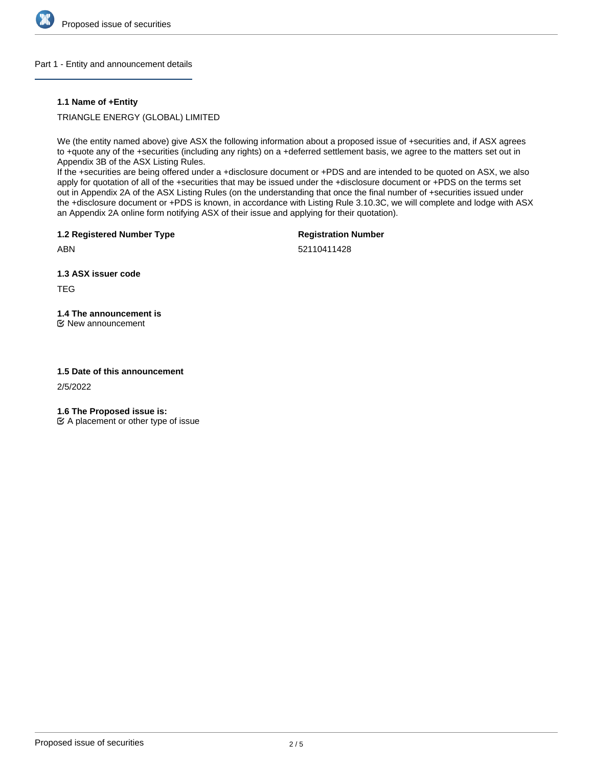## Part 1 - Entity and announcement details

**1.1 Name of +Entity**

TRIANGLE ENERGY (GLOBAL) LIMITED

We (the entity named above) give ASX the following information about a proposed issue of +securities and, if ASX agrees to +quote any of the +securities (including any rights) on a +deferred settlement basis, we agree to the matters set out in Appendix 3B of the ASX Listing Rules.
If the +securities are being offered under a +disclosure document or +PDS and are intended to be quoted on ASX, we also apply for quotation of all of the +securities that may be issued under the +disclosure document or +PDS on the terms set out in Appendix 2A of the ASX Listing Rules (on the understanding that once the final number of +securities issued under the +disclosure document or +PDS is known, in accordance with Listing Rule 3.10.3C, we will complete and lodge with ASX an Appendix 2A online form notifying ASX of their issue and applying for their quotation).

**1.2 Registered Number Type**

ABN

**Registration Number**

52110411428

**1.3 ASX issuer code**

TEG

**1.4 The announcement is**

☑ New announcement

**1.5 Date of this announcement**

2/5/2022

**1.6 The Proposed issue is:**

☑ A placement or other type of issue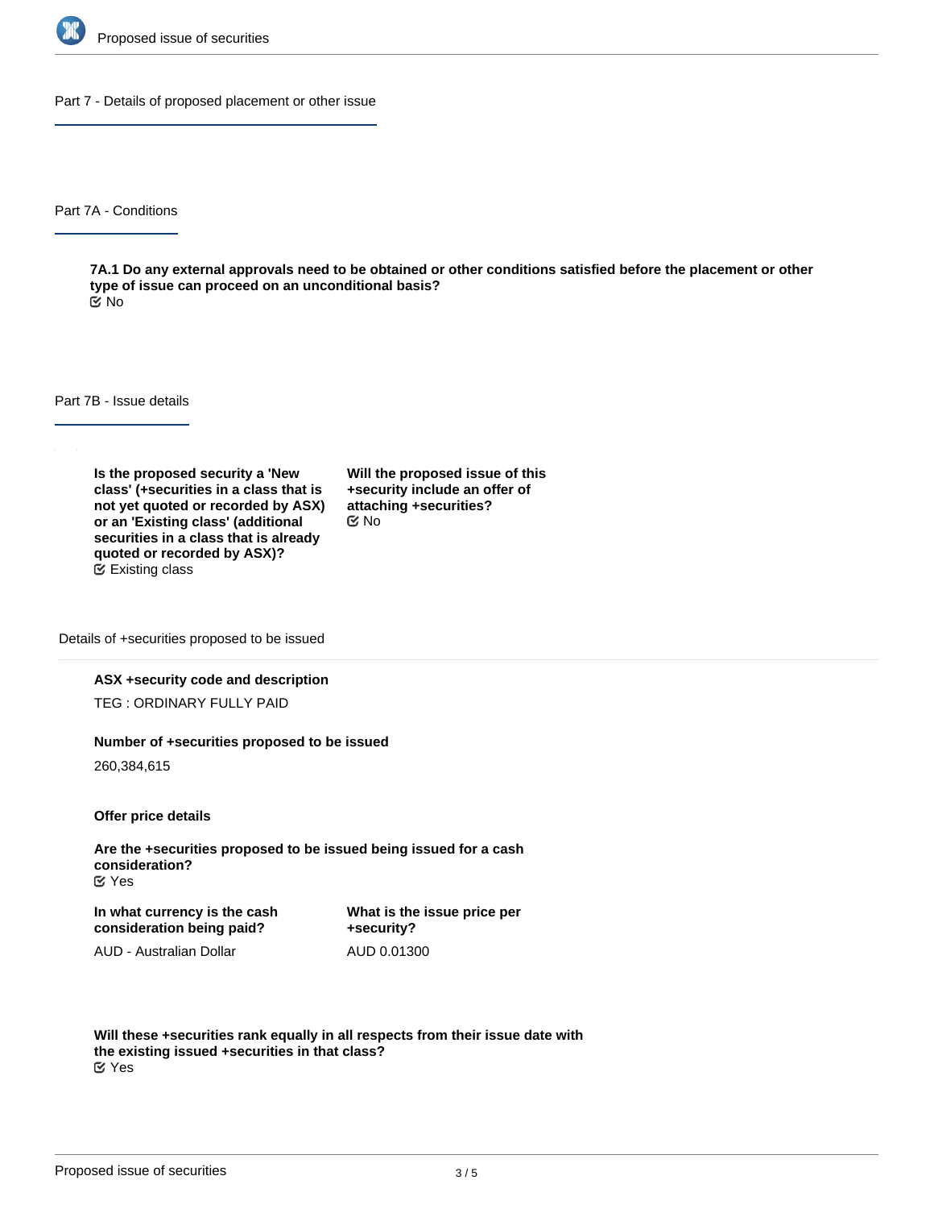## Part 7 - Details of proposed placement or other issue

### Part 7A - Conditions

**7A.1 Do any external approvals need to be obtained or other conditions satisfied before the placement or other type of issue can proceed on an unconditional basis?**

No

### Part 7B - Issue details

**Is the proposed security a 'New class' (+securities in a class that is not yet quoted or recorded by ASX) or an 'Existing class' (additional securities in a class that is already quoted or recorded by ASX)?**

Existing class

**Will the proposed issue of this +security include an offer of attaching +securities?**

No

#### Details of +securities proposed to be issued

**ASX +security code and description**

TEG : ORDINARY FULLY PAID

**Number of +securities proposed to be issued**

260,384,615

**Offer price details**

**Are the +securities proposed to be issued being issued for a cash consideration?**

Yes

**In what currency is the cash consideration being paid?**

AUD - Australian Dollar

**What is the issue price per +security?**

AUD 0.01300

**Will these +securities rank equally in all respects from their issue date with the existing issued +securities in that class?**

Yes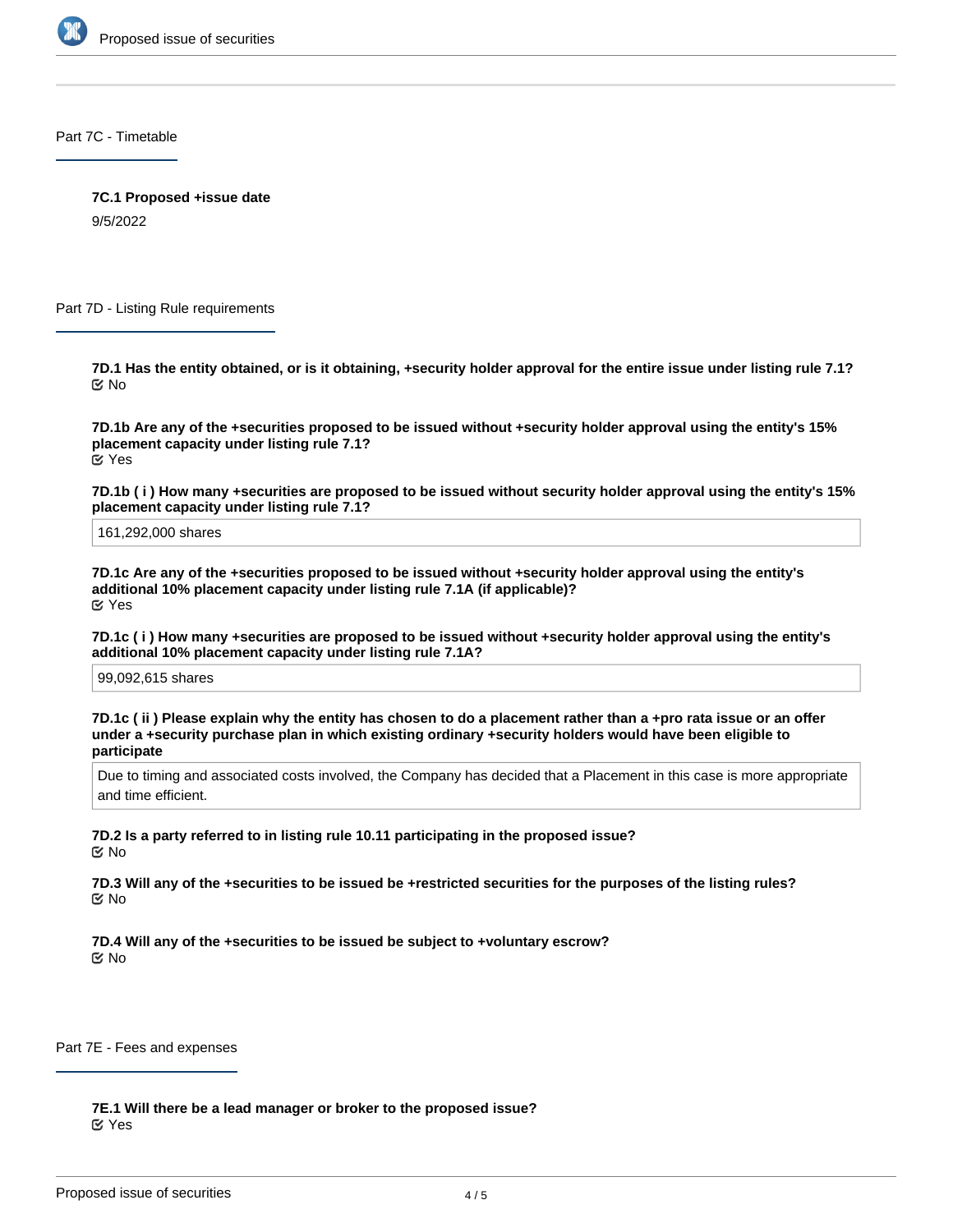## Part 7C - Timetable

**7C.1 Proposed +issue date**

9/5/2022

## Part 7D - Listing Rule requirements

**7D.1 Has the entity obtained, or is it obtaining, +security holder approval for the entire issue under listing rule 7.1?**

No

**7D.1b Are any of the +securities proposed to be issued without +security holder approval using the entity's 15% placement capacity under listing rule 7.1?**

Yes

**7D.1b ( i ) How many +securities are proposed to be issued without security holder approval using the entity's 15% placement capacity under listing rule 7.1?**

161,292,000 shares

**7D.1c Are any of the +securities proposed to be issued without +security holder approval using the entity's additional 10% placement capacity under listing rule 7.1A (if applicable)?**

Yes

**7D.1c ( i ) How many +securities are proposed to be issued without +security holder approval using the entity's additional 10% placement capacity under listing rule 7.1A?**

99,092,615 shares

**7D.1c ( ii ) Please explain why the entity has chosen to do a placement rather than a +pro rata issue or an offer under a +security purchase plan in which existing ordinary +security holders would have been eligible to participate**

Due to timing and associated costs involved, the Company has decided that a Placement in this case is more appropriate and time efficient.

**7D.2 Is a party referred to in listing rule 10.11 participating in the proposed issue?**

No

**7D.3 Will any of the +securities to be issued be +restricted securities for the purposes of the listing rules?**

No

**7D.4 Will any of the +securities to be issued be subject to +voluntary escrow?**

No

## Part 7E - Fees and expenses

**7E.1 Will there be a lead manager or broker to the proposed issue?**

Yes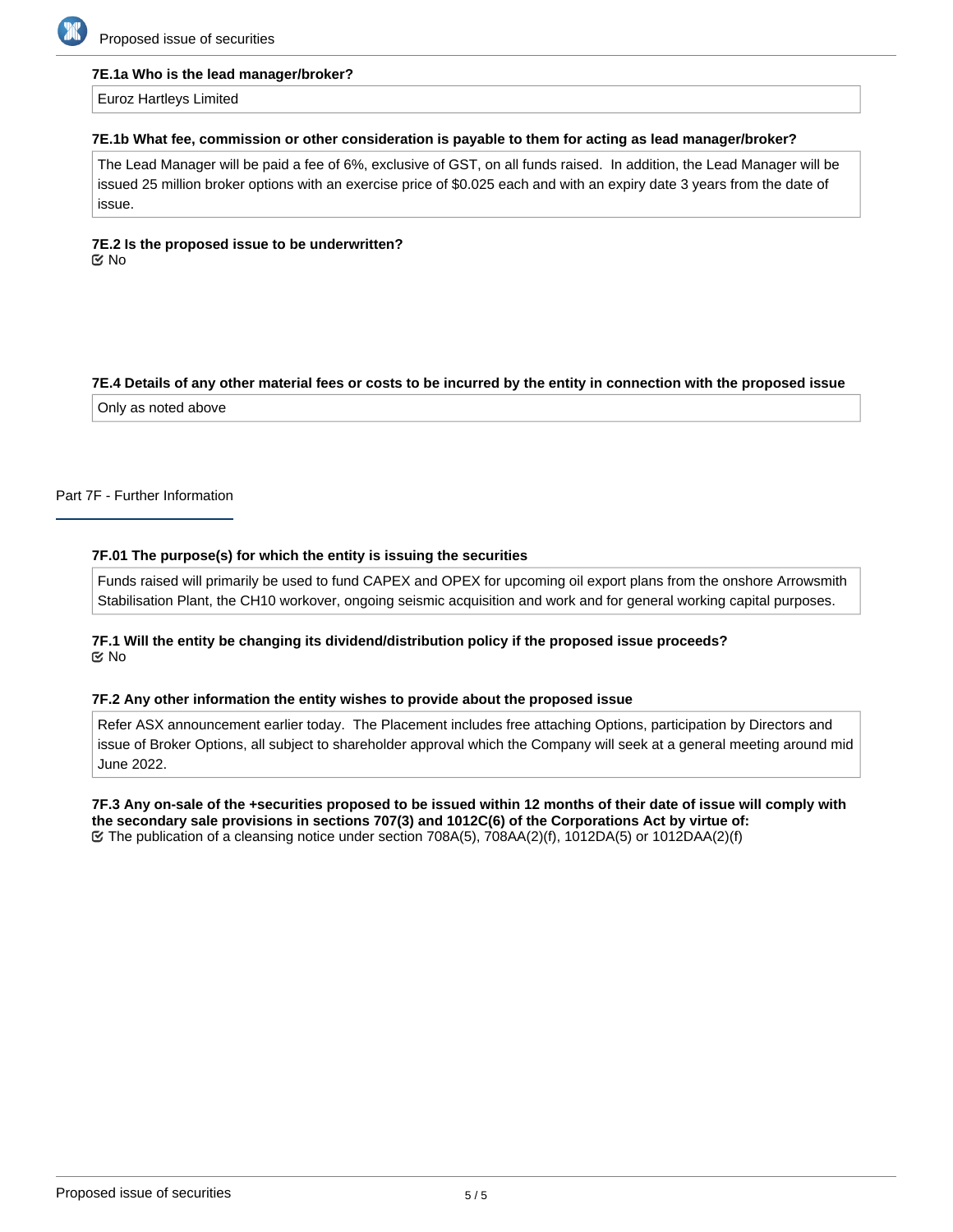**7E.1a Who is the lead manager/broker?**

Euroz Hartleys Limited

**7E.1b What fee, commission or other consideration is payable to them for acting as lead manager/broker?**

The Lead Manager will be paid a fee of 6%, exclusive of GST, on all funds raised. In addition, the Lead Manager will be issued 25 million broker options with an exercise price of $0.025 each and with an expiry date 3 years from the date of issue.

**7E.2 Is the proposed issue to be underwritten?**

☑ No

**7E.4 Details of any other material fees or costs to be incurred by the entity in connection with the proposed issue**

Only as noted above

## Part 7F - Further Information

**7F.01 The purpose(s) for which the entity is issuing the securities**

Funds raised will primarily be used to fund CAPEX and OPEX for upcoming oil export plans from the onshore Arrowsmith Stabilisation Plant, the CH10 workover, ongoing seismic acquisition and work and for general working capital purposes.

**7F.1 Will the entity be changing its dividend/distribution policy if the proposed issue proceeds?**

☑ No

**7F.2 Any other information the entity wishes to provide about the proposed issue**

Refer ASX announcement earlier today. The Placement includes free attaching Options, participation by Directors and issue of Broker Options, all subject to shareholder approval which the Company will seek at a general meeting around mid June 2022.

**7F.3 Any on-sale of the +securities proposed to be issued within 12 months of their date of issue will comply with the secondary sale provisions in sections 707(3) and 1012C(6) of the Corporations Act by virtue of:**

☑ The publication of a cleansing notice under section 708A(5), 708AA(2)(f), 1012DA(5) or 1012DAA(2)(f)